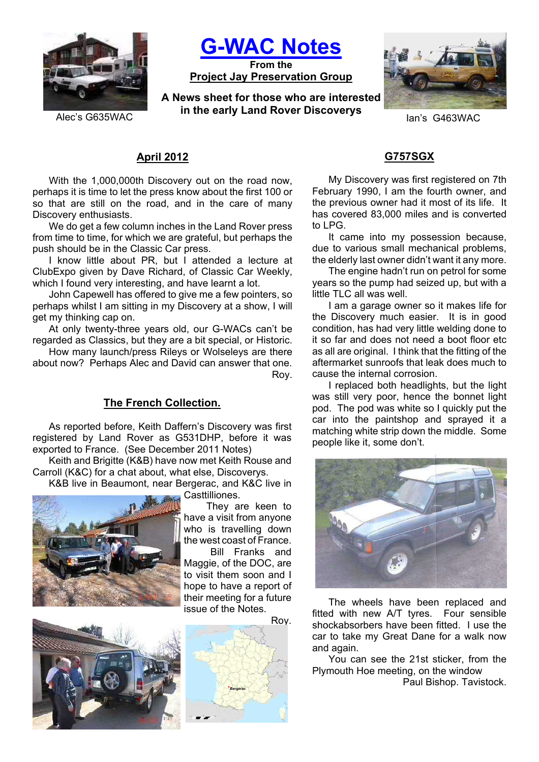# G-WAC Notes

**From the**
**Project Jay Preservation Group**

**A News sheet for those who are interested in the early Land Rover Discoverys**

Alec's G635WAC

Ian's G463WAC

## April 2012

With the 1,000,000th Discovery out on the road now, perhaps it is time to let the press know about the first 100 or so that are still on the road, and in the care of many Discovery enthusiasts.

We do get a few column inches in the Land Rover press from time to time, for which we are grateful, but perhaps the push should be in the Classic Car press.

I know little about PR, but I attended a lecture at ClubExpo given by Dave Richard, of Classic Car Weekly, which I found very interesting, and have learnt a lot.

John Capewell has offered to give me a few pointers, so perhaps whilst I am sitting in my Discovery at a show, I will get my thinking cap on.

At only twenty-three years old, our G-WACs can't be regarded as Classics, but they are a bit special, or Historic.

How many launch/press Rileys or Wolseleys are there about now? Perhaps Alec and David can answer that one.

Roy.

## The French Collection.

As reported before, Keith Daffern's Discovery was first registered by Land Rover as G531DHP, before it was exported to France. (See December 2011 Notes)

Keith and Brigitte (K&B) have now met Keith Rouse and Carroll (K&C) for a chat about, what else, Discoverys.

K&B live in Beaumont, near Bergerac, and K&C live in Casttilliones.

They are keen to have a visit from anyone who is travelling down the west coast of France.

Bill Franks and Maggie, of the DOC, are to visit them soon and I hope to have a report of their meeting for a future issue of the Notes.

Roy.

## G757SGX

My Discovery was first registered on 7th February 1990, I am the fourth owner, and the previous owner had it most of its life. It has covered 83,000 miles and is converted to LPG.

It came into my possession because, due to various small mechanical problems, the elderly last owner didn't want it any more.

The engine hadn't run on petrol for some years so the pump had seized up, but with a little TLC all was well.

I am a garage owner so it makes life for the Discovery much easier. It is in good condition, has had very little welding done to it so far and does not need a boot floor etc as all are original. I think that the fitting of the aftermarket sunroofs that leak does much to cause the internal corrosion.

I replaced both headlights, but the light was still very poor, hence the bonnet light pod. The pod was white so I quickly put the car into the paintshop and sprayed it a matching white strip down the middle. Some people like it, some don't.

The wheels have been replaced and fitted with new A/T tyres. Four sensible shockabsorbers have been fitted. I use the car to take my Great Dane for a walk now and again.

You can see the 21st sticker, from the Plymouth Hoe meeting, on the window

Paul Bishop. Tavistock.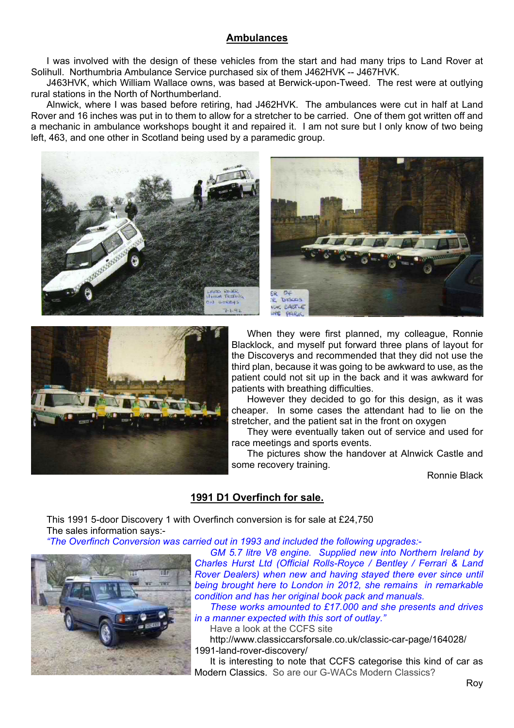## Ambulances

I was involved with the design of these vehicles from the start and had many trips to Land Rover at Solihull. Northumbria Ambulance Service purchased six of them J462HVK -- J467HVK.

J463HVK, which William Wallace owns, was based at Berwick-upon-Tweed. The rest were at outlying rural stations in the North of Northumberland.

Alnwick, where I was based before retiring, had J462HVK. The ambulances were cut in half at Land Rover and 16 inches was put in to them to allow for a stretcher to be carried. One of them got written off and a mechanic in ambulance workshops bought it and repaired it. I am not sure but I only know of two being left, 463, and one other in Scotland being used by a paramedic group.

When they were first planned, my colleague, Ronnie Blacklock, and myself put forward three plans of layout for the Discoverys and recommended that they did not use the third plan, because it was going to be awkward to use, as the patient could not sit up in the back and it was awkward for patients with breathing difficulties.

However they decided to go for this design, as it was cheaper. In some cases the attendant had to lie on the stretcher, and the patient sat in the front on oxygen

They were eventually taken out of service and used for race meetings and sports events.

The pictures show the handover at Alnwick Castle and some recovery training.

Ronnie Black

## 1991 D1 Overfinch for sale.

This 1991 5-door Discovery 1 with Overfinch conversion is for sale at £24,750

The sales information says:-

*"The Overfinch Conversion was carried out in 1993 and included the following upgrades:-*

*GM 5.7 litre V8 engine. Supplied new into Northern Ireland by Charles Hurst Ltd (Official Rolls-Royce / Bentley / Ferrari & Land Rover Dealers) when new and having stayed there ever since until being brought here to London in 2012, she remains in remarkable condition and has her original book pack and manuals.*

*These works amounted to £17.000 and she presents and drives in a manner expected with this sort of outlay."*

Have a look at the CCFS site

http://www.classiccarsforsale.co.uk/classic-car-page/164028/1991-land-rover-discovery/

It is interesting to note that CCFS categorise this kind of car as Modern Classics. So are our G-WACs Modern Classics?

Roy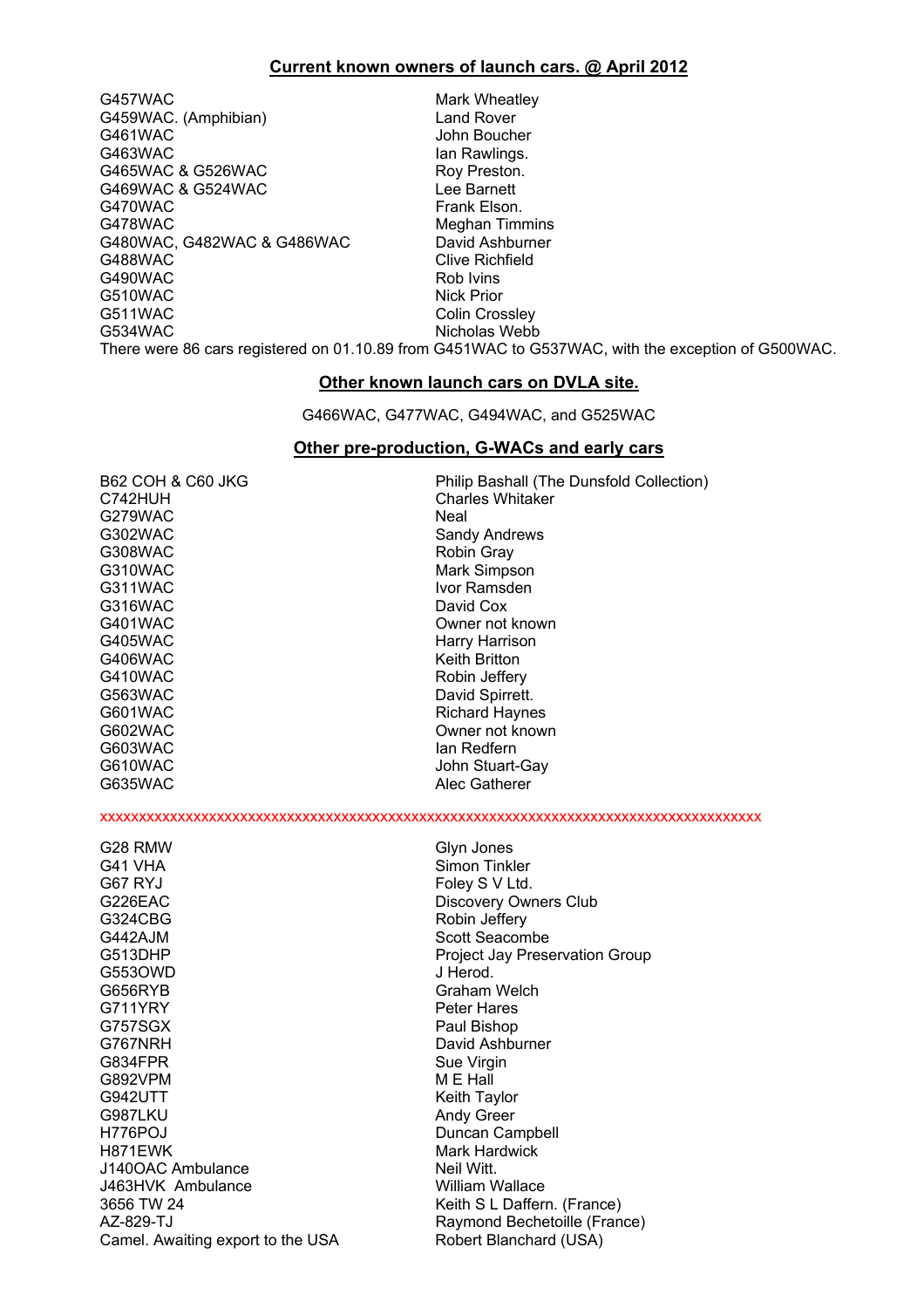## Current known owners of launch cars. @ April 2012

| | |
|---|---|
| G457WAC | Mark Wheatley |
| G459WAC. (Amphibian) | Land Rover |
| G461WAC | John Boucher |
| G463WAC | Ian Rawlings. |
| G465WAC & G526WAC | Roy Preston. |
| G469WAC & G524WAC | Lee Barnett |
| G470WAC | Frank Elson. |
| G478WAC | Meghan Timmins |
| G480WAC, G482WAC & G486WAC | David Ashburner |
| G488WAC | Clive Richfield |
| G490WAC | Rob Ivins |
| G510WAC | Nick Prior |
| G511WAC | Colin Crossley |
| G534WAC | Nicholas Webb |

There were 86 cars registered on 01.10.89 from G451WAC to G537WAC, with the exception of G500WAC.

## Other known launch cars on DVLA site.

G466WAC, G477WAC, G494WAC, and G525WAC

## Other pre-production, G-WACs and early cars

| | |
|---|---|
| B62 COH & C60 JKG | Philip Bashall (The Dunsfold Collection) |
| C742HUH | Charles Whitaker |
| G279WAC | Neal |
| G302WAC | Sandy Andrews |
| G308WAC | Robin Gray |
| G310WAC | Mark Simpson |
| G311WAC | Ivor Ramsden |
| G316WAC | David Cox |
| G401WAC | Owner not known |
| G405WAC | Harry Harrison |
| G406WAC | Keith Britton |
| G410WAC | Robin Jeffery |
| G563WAC | David Spirrett. |
| G601WAC | Richard Haynes |
| G602WAC | Owner not known |
| G603WAC | Ian Redfern |
| G610WAC | John Stuart-Gay |
| G635WAC | Alec Gatherer |

xxxxxxxxxxxxxxxxxxxxxxxxxxxxxxxxxxxxxxxxxxxxxxxxxxxxxxxxxxxxxxxxxxxxxxxxxxxxxxxxxx

| | |
|---|---|
| G28 RMW | Glyn Jones |
| G41 VHA | Simon Tinkler |
| G67 RYJ | Foley S V Ltd. |
| G226EAC | Discovery Owners Club |
| G324CBG | Robin Jeffery |
| G442AJM | Scott Seacombe |
| G513DHP | Project Jay Preservation Group |
| G553OWD | J Herod. |
| G656RYB | Graham Welch |
| G711YRY | Peter Hares |
| G757SGX | Paul Bishop |
| G767NRH | David Ashburner |
| G834FPR | Sue Virgin |
| G892VPM | M E Hall |
| G942UTT | Keith Taylor |
| G987LKU | Andy Greer |
| H776POJ | Duncan Campbell |
| H871EWK | Mark Hardwick |
| J140OAC Ambulance | Neil Witt. |
| J463HVK Ambulance | William Wallace |
| 3656 TW 24 | Keith S L Daffern. (France) |
| AZ-829-TJ | Raymond Bechetoille (France) |
| Camel. Awaiting export to the USA | Robert Blanchard (USA) |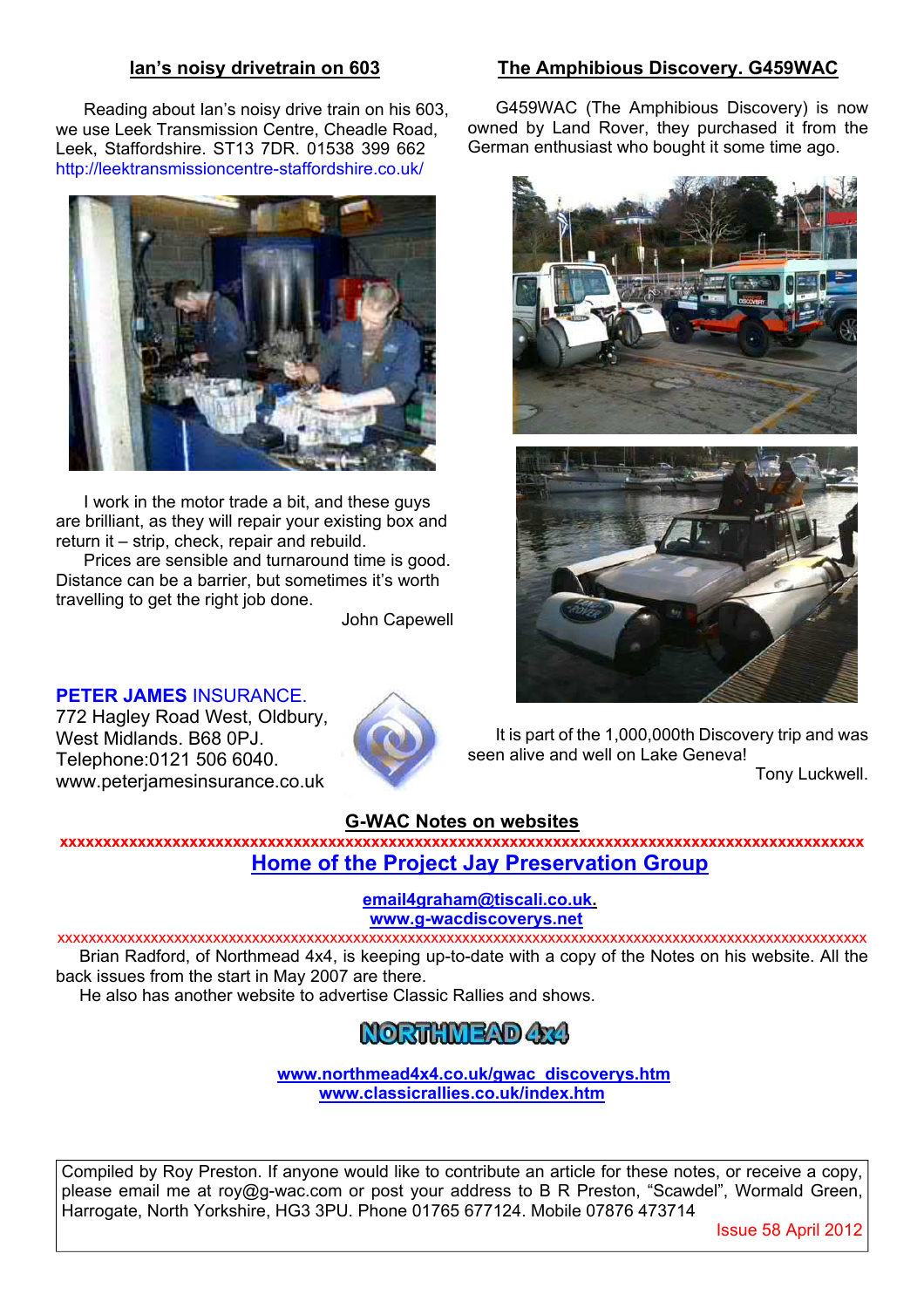## Ian's noisy drivetrain on 603

Reading about Ian's noisy drive train on his 603, we use Leek Transmission Centre, Cheadle Road, Leek, Staffordshire. ST13 7DR. 01538 399 662
http://leektransmissioncentre-staffordshire.co.uk/

I work in the motor trade a bit, and these guys are brilliant, as they will repair your existing box and return it – strip, check, repair and rebuild.

Prices are sensible and turnaround time is good. Distance can be a barrier, but sometimes it's worth travelling to get the right job done.

John Capewell

**PETER JAMES** INSURANCE.
772 Hagley Road West, Oldbury,
West Midlands. B68 0PJ.
Telephone:0121 506 6040.
www.peterjamesinsurance.co.uk

## The Amphibious Discovery. G459WAC

G459WAC (The Amphibious Discovery) is now owned by Land Rover, they purchased it from the German enthusiast who bought it some time ago.

It is part of the 1,000,000th Discovery trip and was seen alive and well on Lake Geneva!

Tony Luckwell.

## G-WAC Notes on websites

xxxxxxxxxxxxxxxxxxxxxxxxxxxxxxxxxxxxxxxxxxxxxxxxxxxxxxxxxxxxxxxxxxxxxxxxxxxxxxxxxxxxxxxx

**Home of the Project Jay Preservation Group**

**email4graham@tiscali.co.uk.**
**www.g-wacdiscoverys.net**

xxxxxxxxxxxxxxxxxxxxxxxxxxxxxxxxxxxxxxxxxxxxxxxxxxxxxxxxxxxxxxxxxxxxxxxxxxxxxxxxxxxxxxxxxxxxxx

Brian Radford, of Northmead 4x4, is keeping up-to-date with a copy of the Notes on his website. All the back issues from the start in May 2007 are there.

He also has another website to advertise Classic Rallies and shows.

NORTHMEAD 4x4

**www.northmead4x4.co.uk/gwac_discoverys.htm**
**www.classicrallies.co.uk/index.htm**

Compiled by Roy Preston. If anyone would like to contribute an article for these notes, or receive a copy, please email me at roy@g-wac.com or post your address to B R Preston, "Scawdel", Wormald Green, Harrogate, North Yorkshire, HG3 3PU. Phone 01765 677124. Mobile 07876 473714

Issue 58 April 2012